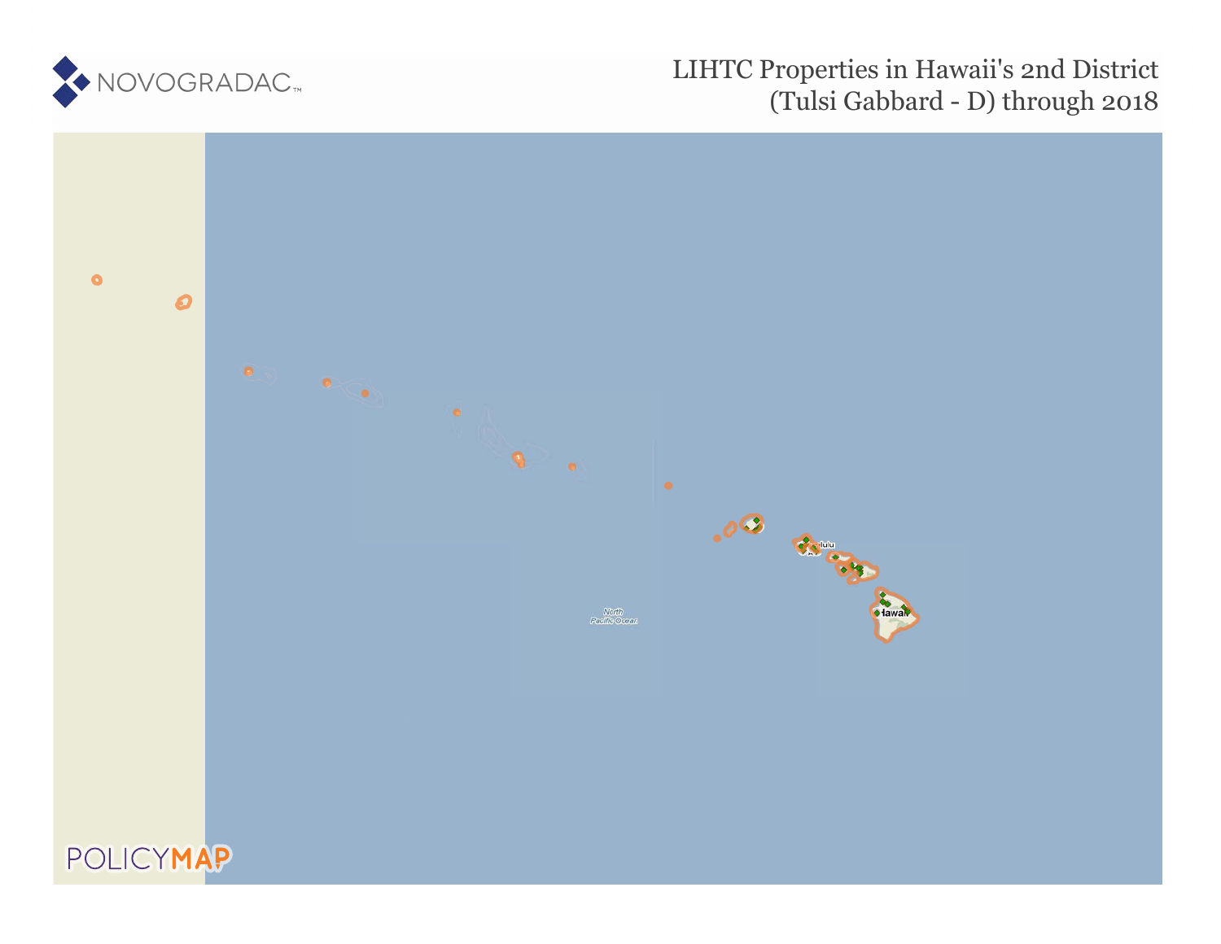NOVOGRADAC

# LIHTC Properties in Hawaii's 2nd District (Tulsi Gabbard - D) through 2018

POLICYMAP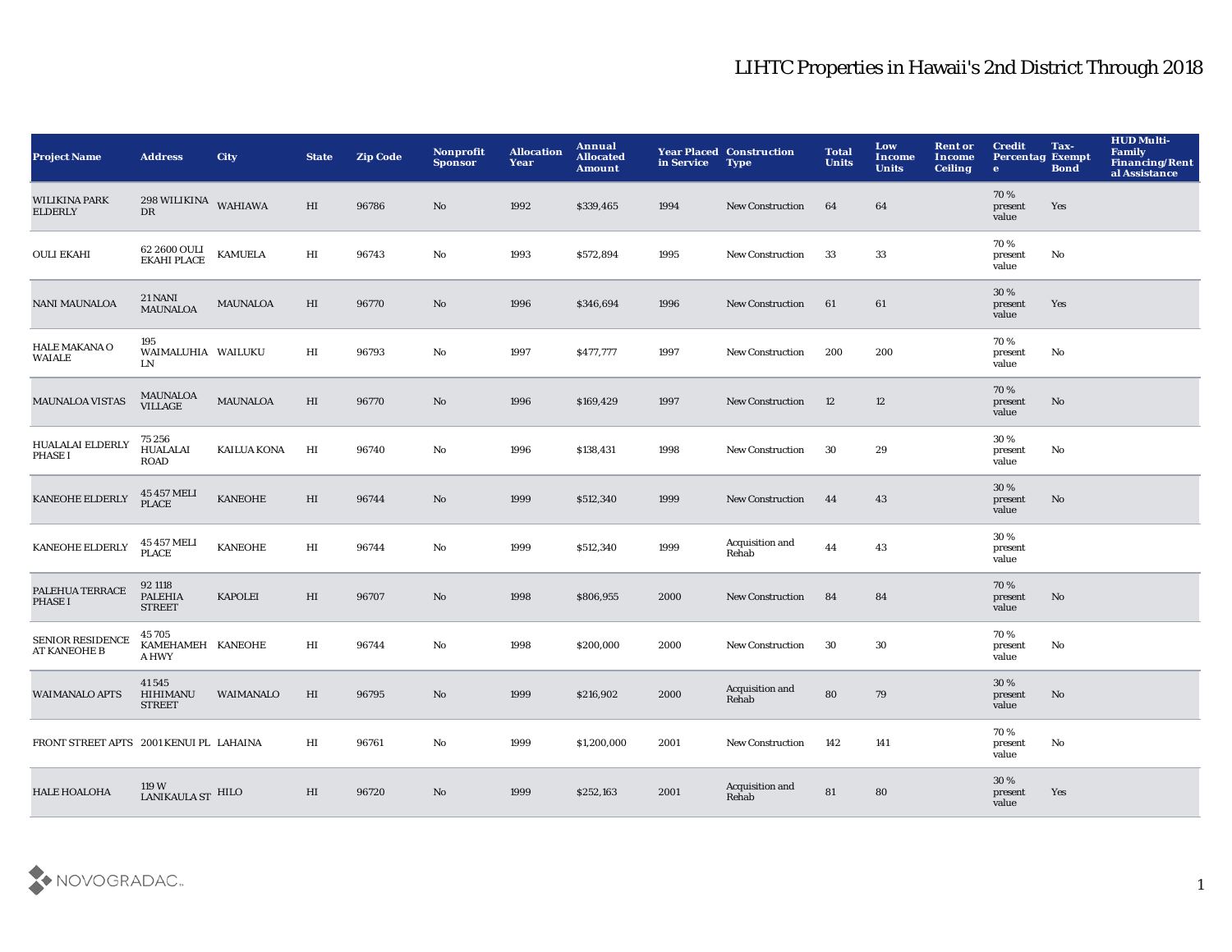# LIHTC Properties in Hawaii's 2nd District Through 2018

| Project Name | Address | City | State | Zip Code | Nonprofit Sponsor | Allocation Year | Annual Allocated Amount | Year Placed in Service | Construction Type | Total Units | Low Income Units | Rent or Income Ceiling | Credit Percentage | Tax-Exempt Bond | HUD Multi-Family Financing/Rental Assistance |
|---|---|---|---|---|---|---|---|---|---|---|---|---|---|---|---|
| WILIKINA PARK ELDERLY | 298 WILIKINA DR | WAHIAWA | HI | 96786 | No | 1992 | $339,465 | 1994 | New Construction | 64 | 64 | | 70 % present value | Yes | |
| OULI EKAHI | 62 2600 OULI EKAHI PLACE | KAMUELA | HI | 96743 | No | 1993 | $572,894 | 1995 | New Construction | 33 | 33 | | 70 % present value | No | |
| NANI MAUNALOA | 21 NANI MAUNALOA | MAUNALOA | HI | 96770 | No | 1996 | $346,694 | 1996 | New Construction | 61 | 61 | | 30 % present value | Yes | |
| HALE MAKANA O WAIALE | 195 WAIMALUHIA LN | WAILUKU | HI | 96793 | No | 1997 | $477,777 | 1997 | New Construction | 200 | 200 | | 70 % present value | No | |
| MAUNALOA VISTAS | MAUNALOA VILLAGE | MAUNALOA | HI | 96770 | No | 1996 | $169,429 | 1997 | New Construction | 12 | 12 | | 70 % present value | No | |
| HUALALAI ELDERLY PHASE I | 75 256 HUALALAI ROAD | KAILUA KONA | HI | 96740 | No | 1996 | $138,431 | 1998 | New Construction | 30 | 29 | | 30 % present value | No | |
| KANEOHE ELDERLY | 45 457 MELI PLACE | KANEOHE | HI | 96744 | No | 1999 | $512,340 | 1999 | New Construction | 44 | 43 | | 30 % present value | No | |
| KANEOHE ELDERLY | 45 457 MELI PLACE | KANEOHE | HI | 96744 | No | 1999 | $512,340 | 1999 | Acquisition and Rehab | 44 | 43 | | 30 % present value | | |
| PALEHUA TERRACE PHASE I | 92 1118 PALEHIA STREET | KAPOLEI | HI | 96707 | No | 1998 | $806,955 | 2000 | New Construction | 84 | 84 | | 70 % present value | No | |
| SENIOR RESIDENCE AT KANEOHE B | 45 705 KAMEHAMEHA HWY | KANEOHE | HI | 96744 | No | 1998 | $200,000 | 2000 | New Construction | 30 | 30 | | 70 % present value | No | |
| WAIMANALO APTS | 41 545 HIHIMANU STREET | WAIMANALO | HI | 96795 | No | 1999 | $216,902 | 2000 | Acquisition and Rehab | 80 | 79 | | 30 % present value | No | |
| FRONT STREET APTS | 2001 KENUI PL | LAHAINA | HI | 96761 | No | 1999 | $1,200,000 | 2001 | New Construction | 142 | 141 | | 70 % present value | No | |
| HALE HOALOHA | 119 W LANIKAULA ST | HILO | HI | 96720 | No | 1999 | $252,163 | 2001 | Acquisition and Rehab | 81 | 80 | | 30 % present value | Yes | |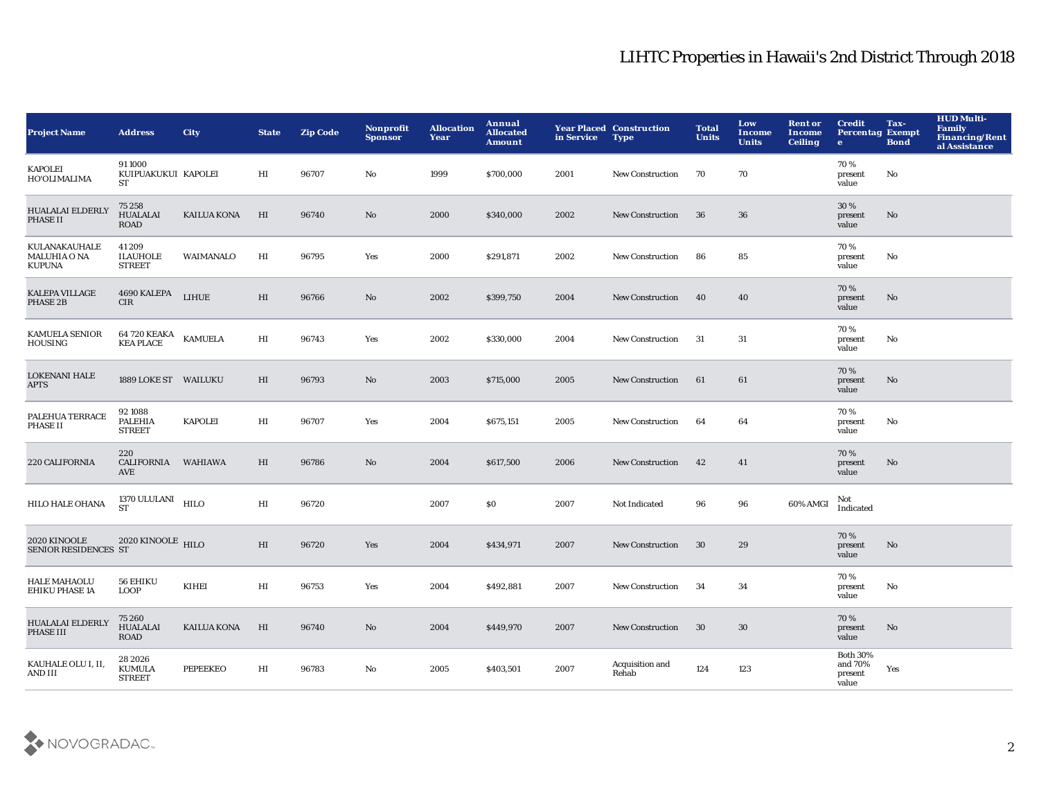# LIHTC Properties in Hawaii's 2nd District Through 2018

| Project Name | Address | City | State | Zip Code | Nonprofit Sponsor | Allocation Year | Annual Allocated Amount | Year Placed in Service | Construction Type | Total Units | Low Income Units | Rent or Income Ceiling | Credit Percentage | Tax-Exempt Bond | HUD Multi-Family Financing/Rental Assistance |
|---|---|---|---|---|---|---|---|---|---|---|---|---|---|---|---|
| KAPOLEI HO'OLIMALIMA | 91 1000 KUIPUAKUKUI ST | KAPOLEI | HI | 96707 | No | 1999 | $700,000 | 2001 | New Construction | 70 | 70 | | 70 % present value | No | |
| HUALALAI ELDERLY PHASE II | 75 258 HUALALAI ROAD | KAILUA KONA | HI | 96740 | No | 2000 | $340,000 | 2002 | New Construction | 36 | 36 | | 30 % present value | No | |
| KULANAKAUHALE MALUHIA O NA KUPUNA | 41 209 ILAUHOLE STREET | WAIMANALO | HI | 96795 | Yes | 2000 | $291,871 | 2002 | New Construction | 86 | 85 | | 70 % present value | No | |
| KALEPA VILLAGE PHASE 2B | 4690 KALEPA CIR | LIHUE | HI | 96766 | No | 2002 | $399,750 | 2004 | New Construction | 40 | 40 | | 70 % present value | No | |
| KAMUELA SENIOR HOUSING | 64 720 KEAKA KEA PLACE | KAMUELA | HI | 96743 | Yes | 2002 | $330,000 | 2004 | New Construction | 31 | 31 | | 70 % present value | No | |
| LOKENANI HALE APTS | 1889 LOKE ST | WAILUKU | HI | 96793 | No | 2003 | $715,000 | 2005 | New Construction | 61 | 61 | | 70 % present value | No | |
| PALEHUA TERRACE PHASE II | 92 1088 PALEHIA STREET | KAPOLEI | HI | 96707 | Yes | 2004 | $675,151 | 2005 | New Construction | 64 | 64 | | 70 % present value | No | |
| 220 CALIFORNIA | 220 CALIFORNIA AVE | WAHIAWA | HI | 96786 | No | 2004 | $617,500 | 2006 | New Construction | 42 | 41 | | 70 % present value | No | |
| HILO HALE OHANA | 1370 ULULANI ST | HILO | HI | 96720 | | 2007 | $0 | 2007 | Not Indicated | 96 | 96 | 60% AMGI | Not Indicated | | |
| 2020 KINOOLE SENIOR RESIDENCES | 2020 KINOOLE ST | HILO | HI | 96720 | Yes | 2004 | $434,971 | 2007 | New Construction | 30 | 29 | | 70 % present value | No | |
| HALE MAHAOLU EHIKU PHASE 1A | 56 EHIKU LOOP | KIHEI | HI | 96753 | Yes | 2004 | $492,881 | 2007 | New Construction | 34 | 34 | | 70 % present value | No | |
| HUALALAI ELDERLY PHASE III | 75 260 HUALALAI ROAD | KAILUA KONA | HI | 96740 | No | 2004 | $449,970 | 2007 | New Construction | 30 | 30 | | 70 % present value | No | |
| KAUHALE OLU I, II, AND III | 28 2026 KUMULA STREET | PEPEEKEO | HI | 96783 | No | 2005 | $403,501 | 2007 | Acquisition and Rehab | 124 | 123 | | Both 30% and 70% present value | Yes | |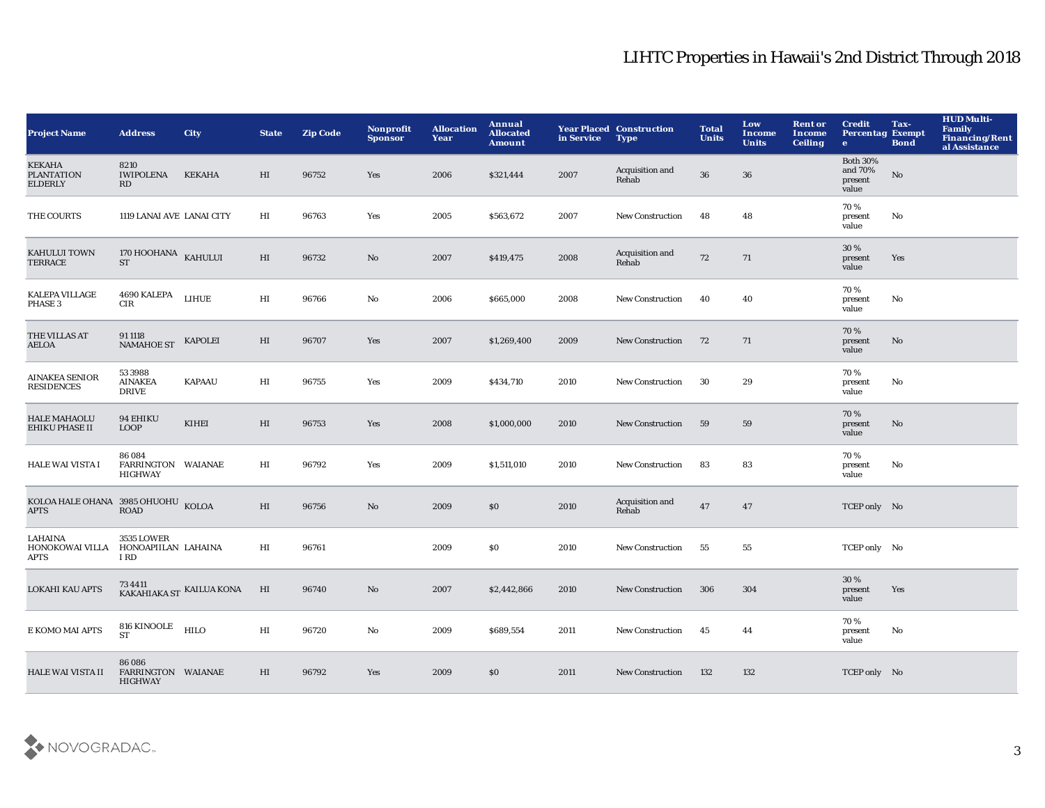# LIHTC Properties in Hawaii's 2nd District Through 2018

| Project Name | Address | City | State | Zip Code | Nonprofit Sponsor | Allocation Year | Annual Allocated Amount | Year Placed in Service | Construction Type | Total Units | Low Income Units | Rent or Income Ceiling | Credit Percentage | Tax-Exempt Bond | HUD Multi-Family Financing/Rental Assistance |
|---|---|---|---|---|---|---|---|---|---|---|---|---|---|---|---|
| KEKAHA PLANTATION ELDERLY | 8210 IWIPOLENA RD | KEKAHA | HI | 96752 | Yes | 2006 | $321,444 | 2007 | Acquisition and Rehab | 36 | 36 | | Both 30% and 70% present value | No | |
| THE COURTS | 1119 LANAI AVE | LANAI CITY | HI | 96763 | Yes | 2005 | $563,672 | 2007 | New Construction | 48 | 48 | | 70 % present value | No | |
| KAHULUI TOWN TERRACE | 170 HOOHANA ST | KAHULUI | HI | 96732 | No | 2007 | $419,475 | 2008 | Acquisition and Rehab | 72 | 71 | | 30 % present value | Yes | |
| KALEPA VILLAGE PHASE 3 | 4690 KALEPA CIR | LIHUE | HI | 96766 | No | 2006 | $665,000 | 2008 | New Construction | 40 | 40 | | 70 % present value | No | |
| THE VILLAS AT AELOA | 91 1118 NAMAHOE ST | KAPOLEI | HI | 96707 | Yes | 2007 | $1,269,400 | 2009 | New Construction | 72 | 71 | | 70 % present value | No | |
| AINAKEA SENIOR RESIDENCES | 53 3988 AINAKEA DRIVE | KAPAAU | HI | 96755 | Yes | 2009 | $434,710 | 2010 | New Construction | 30 | 29 | | 70 % present value | No | |
| HALE MAHAOLU EHIKU PHASE II | 94 EHIKU LOOP | KIHEI | HI | 96753 | Yes | 2008 | $1,000,000 | 2010 | New Construction | 59 | 59 | | 70 % present value | No | |
| HALE WAI VISTA I | 86 084 FARRINGTON HIGHWAY | WAIANAE | HI | 96792 | Yes | 2009 | $1,511,010 | 2010 | New Construction | 83 | 83 | | 70 % present value | No | |
| KOLOA HALE OHANA APTS | 3985 OHUOHU ROAD | KOLOA | HI | 96756 | No | 2009 | $0 | 2010 | Acquisition and Rehab | 47 | 47 | | TCEP only | No | |
| LAHAINA HONOKOWAI VILLA APTS | 3535 LOWER HONOAPIILANI RD | LAHAINA | HI | 96761 | | 2009 | $0 | 2010 | New Construction | 55 | 55 | | TCEP only | No | |
| LOKAHI KAU APTS | 73 4411 KAKAHIAKA ST | KAILUA KONA | HI | 96740 | No | 2007 | $2,442,866 | 2010 | New Construction | 306 | 304 | | 30 % present value | Yes | |
| E KOMO MAI APTS | 816 KINOOLE ST | HILO | HI | 96720 | No | 2009 | $689,554 | 2011 | New Construction | 45 | 44 | | 70 % present value | No | |
| HALE WAI VISTA II | 86 086 FARRINGTON HIGHWAY | WAIANAE | HI | 96792 | Yes | 2009 | $0 | 2011 | New Construction | 132 | 132 | | TCEP only | No | |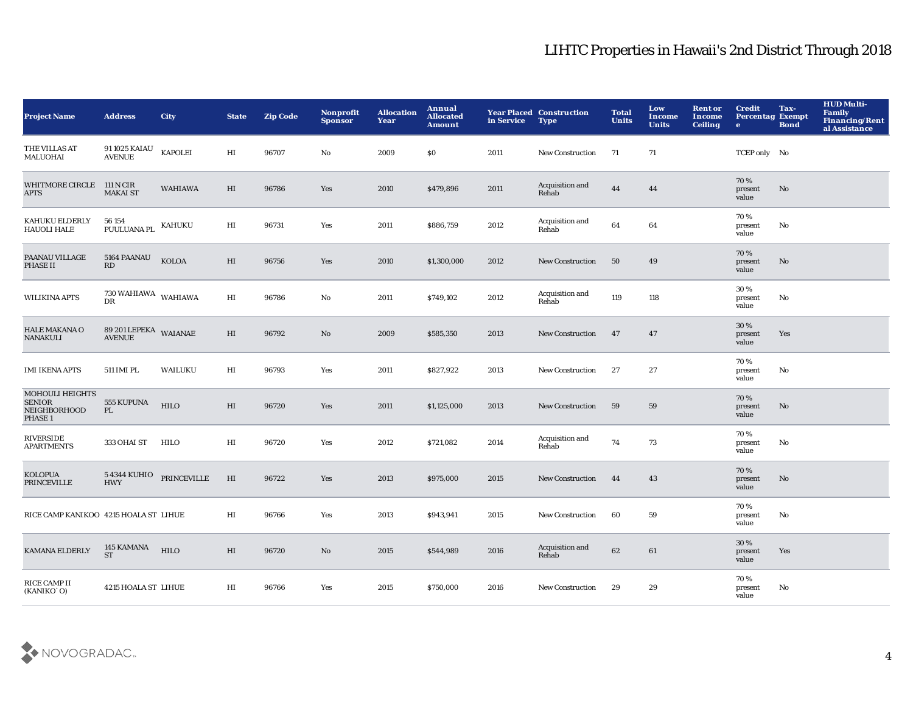# LIHTC Properties in Hawaii's 2nd District Through 2018

| Project Name | Address | City | State | Zip Code | Nonprofit Sponsor | Allocation Year | Annual Allocated Amount | Year Placed in Service | Construction Type | Total Units | Low Income Units | Rent or Income Ceiling | Credit Percentage | Tax-Exempt Bond | HUD Multi-Family Financing/Rental Assistance |
|---|---|---|---|---|---|---|---|---|---|---|---|---|---|---|---|
| THE VILLAS AT MALUOHAI | 91 1025 KAIAU AVENUE | KAPOLEI | HI | 96707 | No | 2009 | $0 | 2011 | New Construction | 71 | 71 | | TCEP only | No | |
| WHITMORE CIRCLE APTS | 111 N CIR MAKAI ST | WAHIAWA | HI | 96786 | Yes | 2010 | $479,896 | 2011 | Acquisition and Rehab | 44 | 44 | | 70 % present value | No | |
| KAHUKU ELDERLY HAUOLI HALE | 56 154 PUULUANA PL | KAHUKU | HI | 96731 | Yes | 2011 | $886,759 | 2012 | Acquisition and Rehab | 64 | 64 | | 70 % present value | No | |
| PAANAU VILLAGE PHASE II | 5164 PAANAU RD | KOLOA | HI | 96756 | Yes | 2010 | $1,300,000 | 2012 | New Construction | 50 | 49 | | 70 % present value | No | |
| WILIKINA APTS | 730 WAHIAWA DR | WAHIAWA | HI | 96786 | No | 2011 | $749,102 | 2012 | Acquisition and Rehab | 119 | 118 | | 30 % present value | No | |
| HALE MAKANA O NANAKULI | 89 201 LEPEKA AVENUE | WAIANAE | HI | 96792 | No | 2009 | $585,350 | 2013 | New Construction | 47 | 47 | | 30 % present value | Yes | |
| IMI IKENA APTS | 511 IMI PL | WAILUKU | HI | 96793 | Yes | 2011 | $827,922 | 2013 | New Construction | 27 | 27 | | 70 % present value | No | |
| MOHOULI HEIGHTS SENIOR NEIGHBORHOOD PHASE 1 | 555 KUPUNA PL | HILO | HI | 96720 | Yes | 2011 | $1,125,000 | 2013 | New Construction | 59 | 59 | | 70 % present value | No | |
| RIVERSIDE APARTMENTS | 333 OHAI ST | HILO | HI | 96720 | Yes | 2012 | $721,082 | 2014 | Acquisition and Rehab | 74 | 73 | | 70 % present value | No | |
| KOLOPUA PRINCEVILLE | 5 4344 KUHIO HWY | PRINCEVILLE | HI | 96722 | Yes | 2013 | $975,000 | 2015 | New Construction | 44 | 43 | | 70 % present value | No | |
| RICE CAMP KANIKOO | 4215 HOALA ST | LIHUE | HI | 96766 | Yes | 2013 | $943,941 | 2015 | New Construction | 60 | 59 | | 70 % present value | No | |
| KAMANA ELDERLY | 145 KAMANA ST | HILO | HI | 96720 | No | 2015 | $544,989 | 2016 | Acquisition and Rehab | 62 | 61 | | 30 % present value | Yes | |
| RICE CAMP II (KANIKO`O) | 4215 HOALA ST | LIHUE | HI | 96766 | Yes | 2015 | $750,000 | 2016 | New Construction | 29 | 29 | | 70 % present value | No | |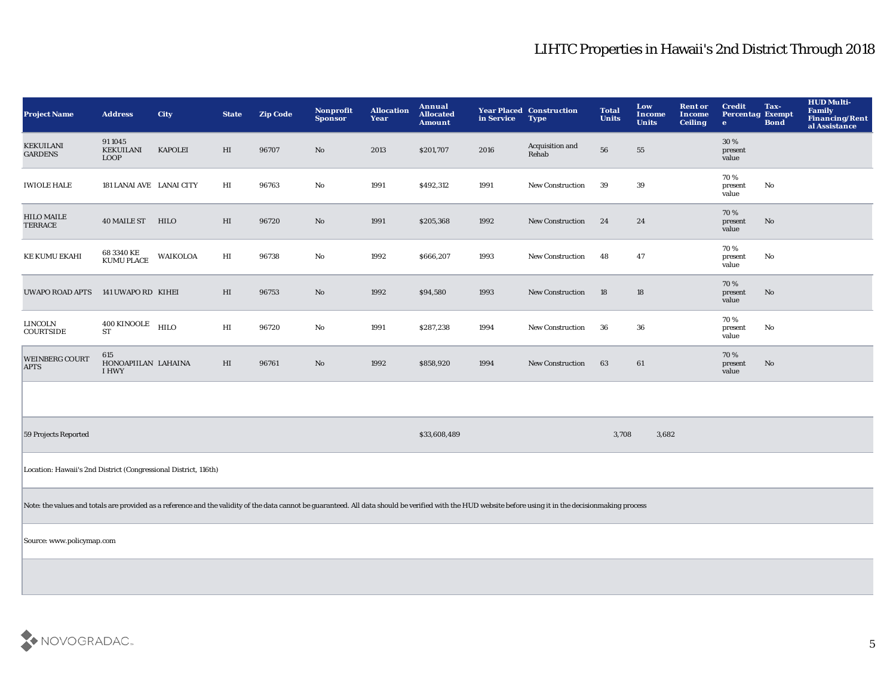# LIHTC Properties in Hawaii's 2nd District Through 2018

| Project Name | Address | City | State | Zip Code | Nonprofit Sponsor | Allocation Year | Annual Allocated Amount | Year Placed in Service | Construction Type | Total Units | Low Income Units | Rent or Income Ceiling | Credit Percentage | Tax-Exempt Bond | HUD Multi-Family Financing/Rental Assistance |
|---|---|---|---|---|---|---|---|---|---|---|---|---|---|---|---|
| KEKUILANI GARDENS | 91 1045 KEKUILANI LOOP | KAPOLEI | HI | 96707 | No | 2013 | $201,707 | 2016 | Acquisition and Rehab | 56 | 55 | | 30 % present value | | |
| IWIOLE HALE | 181 LANAI AVE | LANAI CITY | HI | 96763 | No | 1991 | $492,312 | 1991 | New Construction | 39 | 39 | | 70 % present value | No | |
| HILO MAILE TERRACE | 40 MAILE ST | HILO | HI | 96720 | No | 1991 | $205,368 | 1992 | New Construction | 24 | 24 | | 70 % present value | No | |
| KE KUMU EKAHI | 68 3340 KE KUMU PLACE | WAIKOLOA | HI | 96738 | No | 1992 | $666,207 | 1993 | New Construction | 48 | 47 | | 70 % present value | No | |
| UWAPO ROAD APTS | 141 UWAPO RD | KIHEI | HI | 96753 | No | 1992 | $94,580 | 1993 | New Construction | 18 | 18 | | 70 % present value | No | |
| LINCOLN COURTSIDE | 400 KINOOLE ST | HILO | HI | 96720 | No | 1991 | $287,238 | 1994 | New Construction | 36 | 36 | | 70 % present value | No | |
| WEINBERG COURT APTS | 615 HONOAPIILANI HWY | LAHAINA | HI | 96761 | No | 1992 | $858,920 | 1994 | New Construction | 63 | 61 | | 70 % present value | No | |
| | | | | | | | | | | | | | | | |
| 59 Projects Reported | | | | | | | $33,608,489 | | | 3,708 | 3,682 | | | | |

Location: Hawaii's 2nd District (Congressional District, 116th)

Note: the values and totals are provided as a reference and the validity of the data cannot be guaranteed. All data should be verified with the HUD website before using it in the decisionmaking process

Source: www.policymap.com